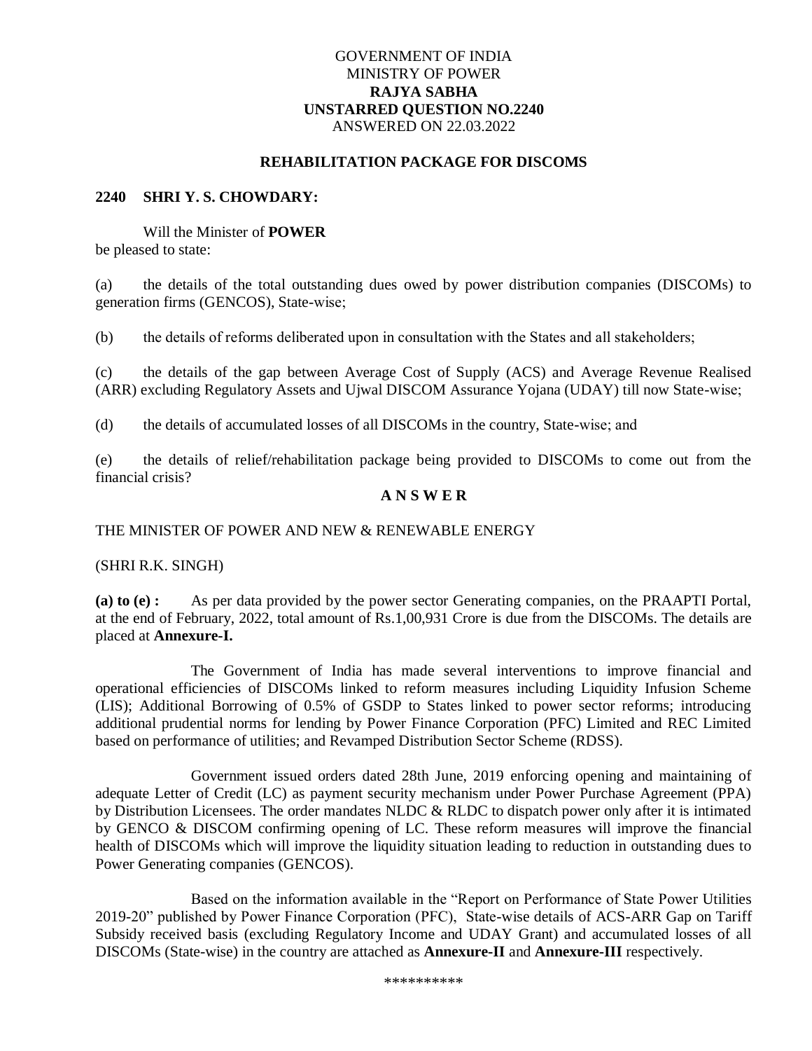GOVERNMENT OF INDIA
MINISTRY OF POWER
**RAJYA SABHA**
**UNSTARRED QUESTION NO.2240**
ANSWERED ON 22.03.2022

## REHABILITATION PACKAGE FOR DISCOMS

**2240 SHRI Y. S. CHOWDARY:**

Will the Minister of **POWER**
be pleased to state:

(a) the details of the total outstanding dues owed by power distribution companies (DISCOMs) to generation firms (GENCOS), State-wise;

(b) the details of reforms deliberated upon in consultation with the States and all stakeholders;

(c) the details of the gap between Average Cost of Supply (ACS) and Average Revenue Realised (ARR) excluding Regulatory Assets and Ujwal DISCOM Assurance Yojana (UDAY) till now State-wise;

(d) the details of accumulated losses of all DISCOMs in the country, State-wise; and

(e) the details of relief/rehabilitation package being provided to DISCOMs to come out from the financial crisis?

**A N S W E R**

THE MINISTER OF POWER AND NEW & RENEWABLE ENERGY

(SHRI R.K. SINGH)

**(a) to (e) :** As per data provided by the power sector Generating companies, on the PRAAPTI Portal, at the end of February, 2022, total amount of Rs.1,00,931 Crore is due from the DISCOMs. The details are placed at **Annexure-I.**

The Government of India has made several interventions to improve financial and operational efficiencies of DISCOMs linked to reform measures including Liquidity Infusion Scheme (LIS); Additional Borrowing of 0.5% of GSDP to States linked to power sector reforms; introducing additional prudential norms for lending by Power Finance Corporation (PFC) Limited and REC Limited based on performance of utilities; and Revamped Distribution Sector Scheme (RDSS).

Government issued orders dated 28th June, 2019 enforcing opening and maintaining of adequate Letter of Credit (LC) as payment security mechanism under Power Purchase Agreement (PPA) by Distribution Licensees. The order mandates NLDC & RLDC to dispatch power only after it is intimated by GENCO & DISCOM confirming opening of LC. These reform measures will improve the financial health of DISCOMs which will improve the liquidity situation leading to reduction in outstanding dues to Power Generating companies (GENCOS).

Based on the information available in the "Report on Performance of State Power Utilities 2019-20" published by Power Finance Corporation (PFC), State-wise details of ACS-ARR Gap on Tariff Subsidy received basis (excluding Regulatory Income and UDAY Grant) and accumulated losses of all DISCOMs (State-wise) in the country are attached as **Annexure-II** and **Annexure-III** respectively.

\*\*\*\*\*\*\*\*\*\*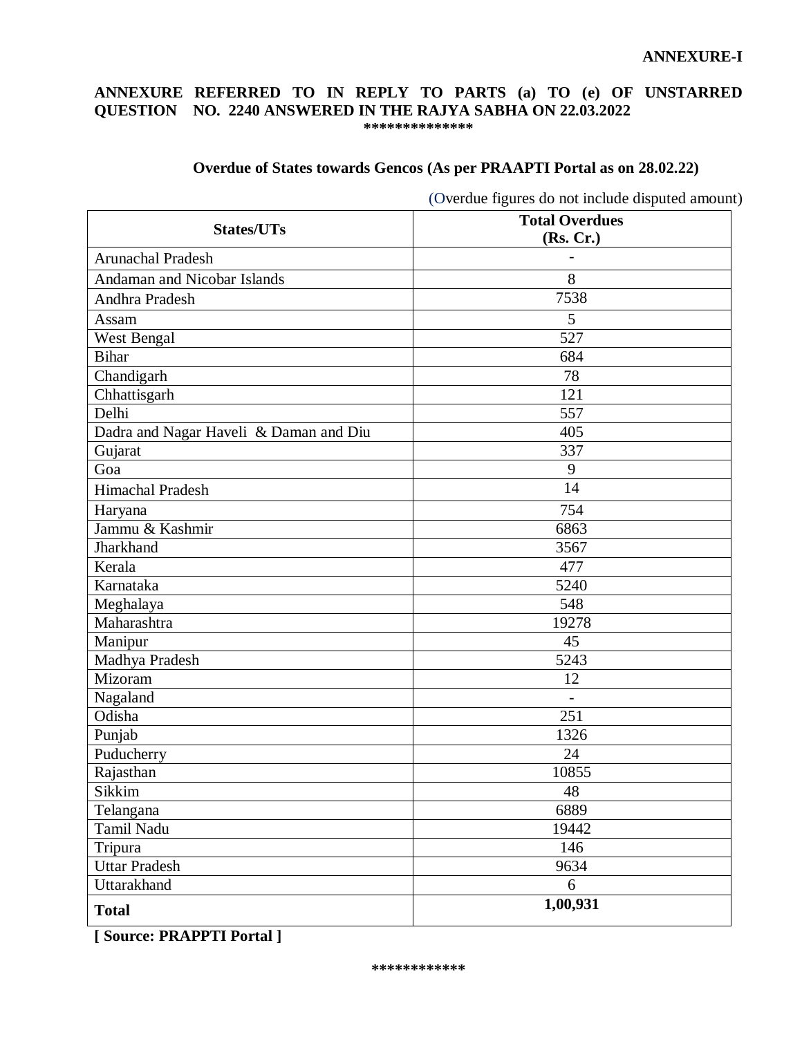**ANNEXURE-I**

**ANNEXURE REFERRED TO IN REPLY TO PARTS (a) TO (e) OF UNSTARRED QUESTION NO. 2240 ANSWERED IN THE RAJYA SABHA ON 22.03.2022**

**************

**Overdue of States towards Gencos (As per PRAAPTI Portal as on 28.02.22)**

(Overdue figures do not include disputed amount)

| States/UTs | Total Overdues (Rs. Cr.) |
|---|---|
| Arunachal Pradesh | - |
| Andaman and Nicobar Islands | 8 |
| Andhra Pradesh | 7538 |
| Assam | 5 |
| West Bengal | 527 |
| Bihar | 684 |
| Chandigarh | 78 |
| Chhattisgarh | 121 |
| Delhi | 557 |
| Dadra and Nagar Haveli & Daman and Diu | 405 |
| Gujarat | 337 |
| Goa | 9 |
| Himachal Pradesh | 14 |
| Haryana | 754 |
| Jammu & Kashmir | 6863 |
| Jharkhand | 3567 |
| Kerala | 477 |
| Karnataka | 5240 |
| Meghalaya | 548 |
| Maharashtra | 19278 |
| Manipur | 45 |
| Madhya Pradesh | 5243 |
| Mizoram | 12 |
| Nagaland | - |
| Odisha | 251 |
| Punjab | 1326 |
| Puducherry | 24 |
| Rajasthan | 10855 |
| Sikkim | 48 |
| Telangana | 6889 |
| Tamil Nadu | 19442 |
| Tripura | 146 |
| Uttar Pradesh | 9634 |
| Uttarakhand | 6 |
| **Total** | **1,00,931** |

**[ Source: PRAPPTI Portal ]**

************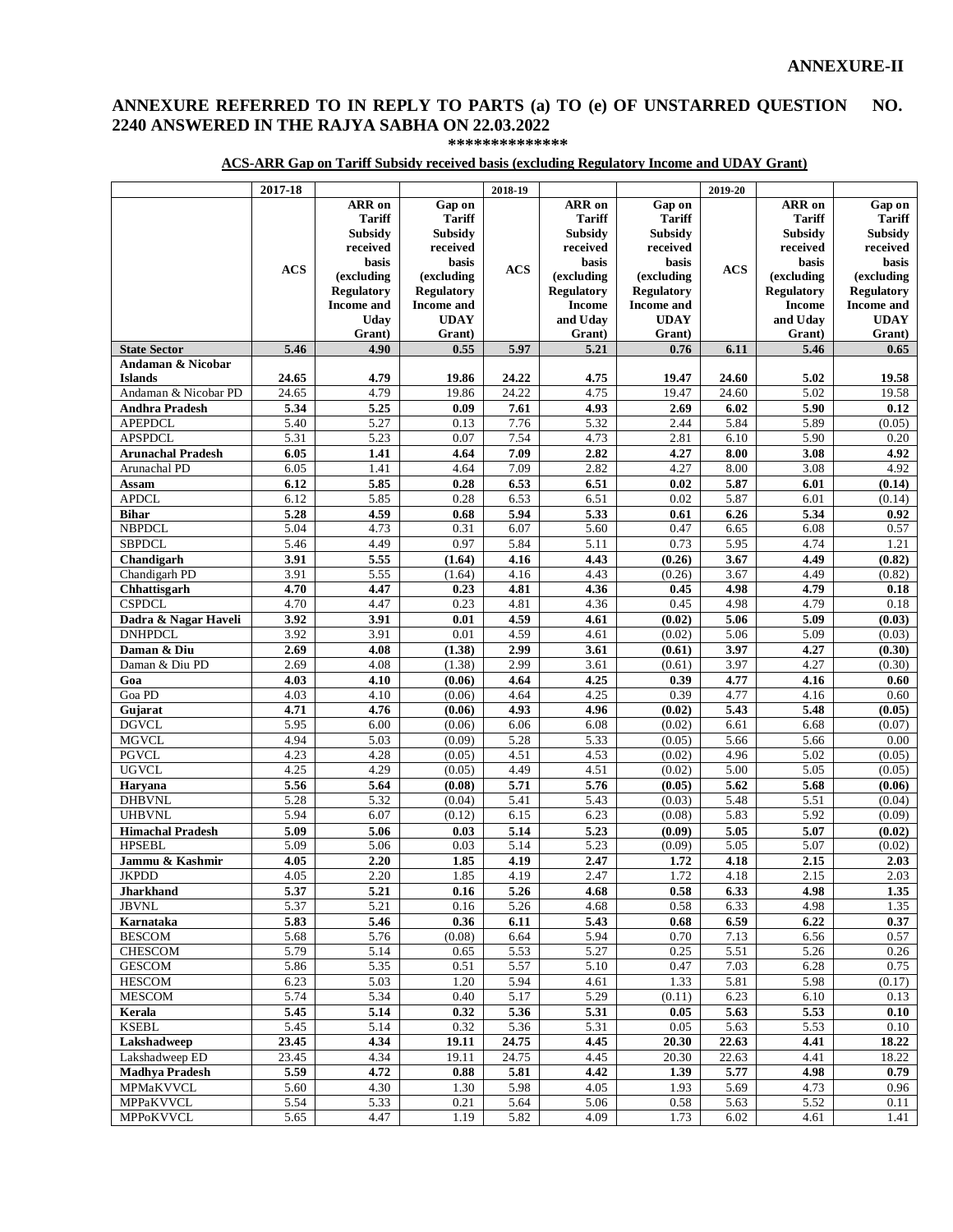# ANNEXURE-II

## ANNEXURE REFERRED TO IN REPLY TO PARTS (a) TO (e) OF UNSTARRED QUESTION NO. 2240 ANSWERED IN THE RAJYA SABHA ON 22.03.2022

**************

**ACS-ARR Gap on Tariff Subsidy received basis (excluding Regulatory Income and UDAY Grant)**

| | 2017-18 | | | 2018-19 | | | 2019-20 | | |
|---|---|---|---|---|---|---|---|---|---|
| | ACS | ARR on Tariff Subsidy received basis (excluding Regulatory Income and Uday Grant) | Gap on Tariff Subsidy received basis (excluding Regulatory Income and UDAY Grant) | ACS | ARR on Tariff Subsidy received basis (excluding Regulatory Income and Uday Grant) | Gap on Tariff Subsidy received basis (excluding Regulatory Income and UDAY Grant) | ACS | ARR on Tariff Subsidy received basis (excluding Regulatory Income and Uday Grant) | Gap on Tariff Subsidy received basis (excluding Regulatory Income and UDAY Grant) |
| **State Sector** | **5.46** | **4.90** | **0.55** | **5.97** | **5.21** | **0.76** | **6.11** | **5.46** | **0.65** |
| **Andaman & Nicobar Islands** | **24.65** | **4.79** | **19.86** | **24.22** | **4.75** | **19.47** | **24.60** | **5.02** | **19.58** |
| Andaman & Nicobar PD | 24.65 | 4.79 | 19.86 | 24.22 | 4.75 | 19.47 | 24.60 | 5.02 | 19.58 |
| **Andhra Pradesh** | **5.34** | **5.25** | **0.09** | **7.61** | **4.93** | **2.69** | **6.02** | **5.90** | **0.12** |
| APEPDCL | 5.40 | 5.27 | 0.13 | 7.76 | 5.32 | 2.44 | 5.84 | 5.89 | (0.05) |
| APSPDCL | 5.31 | 5.23 | 0.07 | 7.54 | 4.73 | 2.81 | 6.10 | 5.90 | 0.20 |
| **Arunachal Pradesh** | **6.05** | **1.41** | **4.64** | **7.09** | **2.82** | **4.27** | **8.00** | **3.08** | **4.92** |
| Arunachal PD | 6.05 | 1.41 | 4.64 | 7.09 | 2.82 | 4.27 | 8.00 | 3.08 | 4.92 |
| **Assam** | **6.12** | **5.85** | **0.28** | **6.53** | **6.51** | **0.02** | **5.87** | **6.01** | **(0.14)** |
| APDCL | 6.12 | 5.85 | 0.28 | 6.53 | 6.51 | 0.02 | 5.87 | 6.01 | (0.14) |
| **Bihar** | **5.28** | **4.59** | **0.68** | **5.94** | **5.33** | **0.61** | **6.26** | **5.34** | **0.92** |
| NBPDCL | 5.04 | 4.73 | 0.31 | 6.07 | 5.60 | 0.47 | 6.65 | 6.08 | 0.57 |
| SBPDCL | 5.46 | 4.49 | 0.97 | 5.84 | 5.11 | 0.73 | 5.95 | 4.74 | 1.21 |
| **Chandigarh** | **3.91** | **5.55** | **(1.64)** | **4.16** | **4.43** | **(0.26)** | **3.67** | **4.49** | **(0.82)** |
| Chandigarh PD | 3.91 | 5.55 | (1.64) | 4.16 | 4.43 | (0.26) | 3.67 | 4.49 | (0.82) |
| **Chhattisgarh** | **4.70** | **4.47** | **0.23** | **4.81** | **4.36** | **0.45** | **4.98** | **4.79** | **0.18** |
| CSPDCL | 4.70 | 4.47 | 0.23 | 4.81 | 4.36 | 0.45 | 4.98 | 4.79 | 0.18 |
| **Dadra & Nagar Haveli** | **3.92** | **3.91** | **0.01** | **4.59** | **4.61** | **(0.02)** | **5.06** | **5.09** | **(0.03)** |
| DNHPDCL | 3.92 | 3.91 | 0.01 | 4.59 | 4.61 | (0.02) | 5.06 | 5.09 | (0.03) |
| **Daman & Diu** | **2.69** | **4.08** | **(1.38)** | **2.99** | **3.61** | **(0.61)** | **3.97** | **4.27** | **(0.30)** |
| Daman & Diu PD | 2.69 | 4.08 | (1.38) | 2.99 | 3.61 | (0.61) | 3.97 | 4.27 | (0.30) |
| **Goa** | **4.03** | **4.10** | **(0.06)** | **4.64** | **4.25** | **0.39** | **4.77** | **4.16** | **0.60** |
| Goa PD | 4.03 | 4.10 | (0.06) | 4.64 | 4.25 | 0.39 | 4.77 | 4.16 | 0.60 |
| **Gujarat** | **4.71** | **4.76** | **(0.06)** | **4.93** | **4.96** | **(0.02)** | **5.43** | **5.48** | **(0.05)** |
| DGVCL | 5.95 | 6.00 | (0.06) | 6.06 | 6.08 | (0.02) | 6.61 | 6.68 | (0.07) |
| MGVCL | 4.94 | 5.03 | (0.09) | 5.28 | 5.33 | (0.05) | 5.66 | 5.66 | 0.00 |
| PGVCL | 4.23 | 4.28 | (0.05) | 4.51 | 4.53 | (0.02) | 4.96 | 5.02 | (0.05) |
| UGVCL | 4.25 | 4.29 | (0.05) | 4.49 | 4.51 | (0.02) | 5.00 | 5.05 | (0.05) |
| **Haryana** | **5.56** | **5.64** | **(0.08)** | **5.71** | **5.76** | **(0.05)** | **5.62** | **5.68** | **(0.06)** |
| DHBVNL | 5.28 | 5.32 | (0.04) | 5.41 | 5.43 | (0.03) | 5.48 | 5.51 | (0.04) |
| UHBVNL | 5.94 | 6.07 | (0.12) | 6.15 | 6.23 | (0.08) | 5.83 | 5.92 | (0.09) |
| **Himachal Pradesh** | **5.09** | **5.06** | **0.03** | **5.14** | **5.23** | **(0.09)** | **5.05** | **5.07** | **(0.02)** |
| HPSEBL | 5.09 | 5.06 | 0.03 | 5.14 | 5.23 | (0.09) | 5.05 | 5.07 | (0.02) |
| **Jammu & Kashmir** | **4.05** | **2.20** | **1.85** | **4.19** | **2.47** | **1.72** | **4.18** | **2.15** | **2.03** |
| JKPDD | 4.05 | 2.20 | 1.85 | 4.19 | 2.47 | 1.72 | 4.18 | 2.15 | 2.03 |
| **Jharkhand** | **5.37** | **5.21** | **0.16** | **5.26** | **4.68** | **0.58** | **6.33** | **4.98** | **1.35** |
| JBVNL | 5.37 | 5.21 | 0.16 | 5.26 | 4.68 | 0.58 | 6.33 | 4.98 | 1.35 |
| **Karnataka** | **5.83** | **5.46** | **0.36** | **6.11** | **5.43** | **0.68** | **6.59** | **6.22** | **0.37** |
| BESCOM | 5.68 | 5.76 | (0.08) | 6.64 | 5.94 | 0.70 | 7.13 | 6.56 | 0.57 |
| CHESCOM | 5.79 | 5.14 | 0.65 | 5.53 | 5.27 | 0.25 | 5.51 | 5.26 | 0.26 |
| GESCOM | 5.86 | 5.35 | 0.51 | 5.57 | 5.10 | 0.47 | 7.03 | 6.28 | 0.75 |
| HESCOM | 6.23 | 5.03 | 1.20 | 5.94 | 4.61 | 1.33 | 5.81 | 5.98 | (0.17) |
| MESCOM | 5.74 | 5.34 | 0.40 | 5.17 | 5.29 | (0.11) | 6.23 | 6.10 | 0.13 |
| **Kerala** | **5.45** | **5.14** | **0.32** | **5.36** | **5.31** | **0.05** | **5.63** | **5.53** | **0.10** |
| KSEBL | 5.45 | 5.14 | 0.32 | 5.36 | 5.31 | 0.05 | 5.63 | 5.53 | 0.10 |
| **Lakshadweep** | **23.45** | **4.34** | **19.11** | **24.75** | **4.45** | **20.30** | **22.63** | **4.41** | **18.22** |
| Lakshadweep ED | 23.45 | 4.34 | 19.11 | 24.75 | 4.45 | 20.30 | 22.63 | 4.41 | 18.22 |
| **Madhya Pradesh** | **5.59** | **4.72** | **0.88** | **5.81** | **4.42** | **1.39** | **5.77** | **4.98** | **0.79** |
| MPMaKVVCL | 5.60 | 4.30 | 1.30 | 5.98 | 4.05 | 1.93 | 5.69 | 4.73 | 0.96 |
| MPPaKVVCL | 5.54 | 5.33 | 0.21 | 5.64 | 5.06 | 0.58 | 5.63 | 5.52 | 0.11 |
| MPPoKVVCL | 5.65 | 4.47 | 1.19 | 5.82 | 4.09 | 1.73 | 6.02 | 4.61 | 1.41 |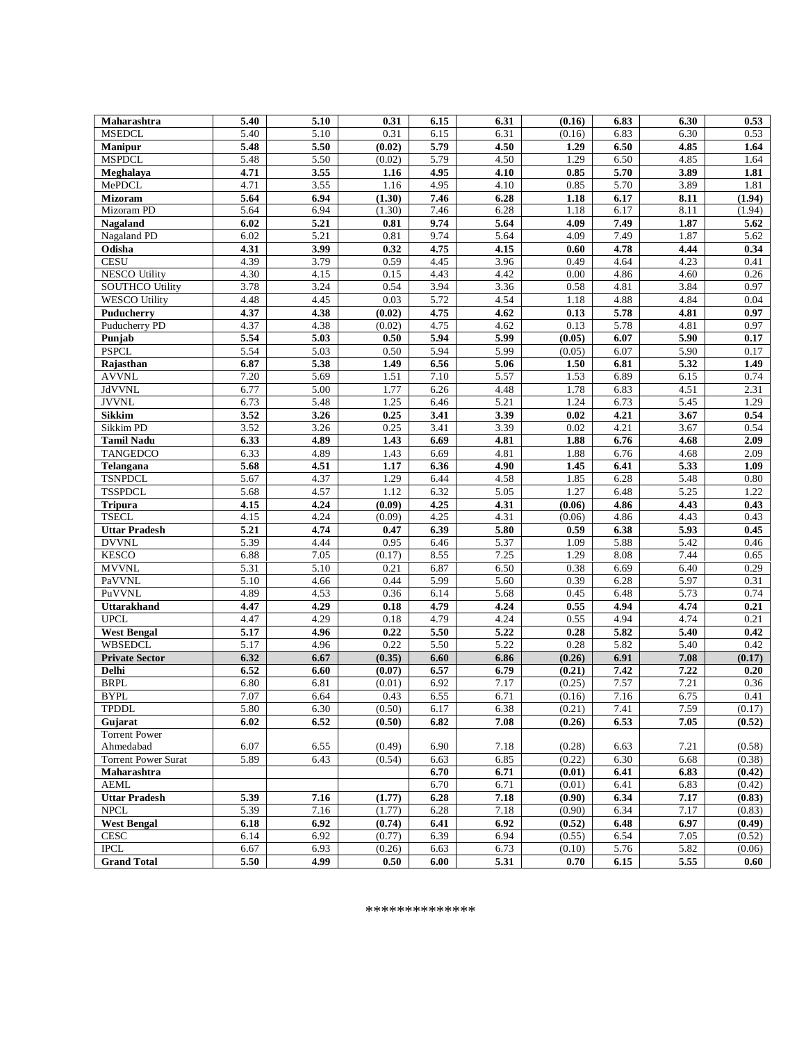| | | | | | | | | | |
|---|---|---|---|---|---|---|---|---|---|
| **Maharashtra** | **5.40** | **5.10** | **0.31** | **6.15** | **6.31** | **(0.16)** | **6.83** | **6.30** | **0.53** |
| MSEDCL | 5.40 | 5.10 | 0.31 | 6.15 | 6.31 | (0.16) | 6.83 | 6.30 | 0.53 |
| **Manipur** | **5.48** | **5.50** | **(0.02)** | **5.79** | **4.50** | **1.29** | **6.50** | **4.85** | **1.64** |
| MSPDCL | 5.48 | 5.50 | (0.02) | 5.79 | 4.50 | 1.29 | 6.50 | 4.85 | 1.64 |
| **Meghalaya** | **4.71** | **3.55** | **1.16** | **4.95** | **4.10** | **0.85** | **5.70** | **3.89** | **1.81** |
| MePDCL | 4.71 | 3.55 | 1.16 | 4.95 | 4.10 | 0.85 | 5.70 | 3.89 | 1.81 |
| **Mizoram** | **5.64** | **6.94** | **(1.30)** | **7.46** | **6.28** | **1.18** | **6.17** | **8.11** | **(1.94)** |
| Mizoram PD | 5.64 | 6.94 | (1.30) | 7.46 | 6.28 | 1.18 | 6.17 | 8.11 | (1.94) |
| **Nagaland** | **6.02** | **5.21** | **0.81** | **9.74** | **5.64** | **4.09** | **7.49** | **1.87** | **5.62** |
| Nagaland PD | 6.02 | 5.21 | 0.81 | 9.74 | 5.64 | 4.09 | 7.49 | 1.87 | 5.62 |
| **Odisha** | **4.31** | **3.99** | **0.32** | **4.75** | **4.15** | **0.60** | **4.78** | **4.44** | **0.34** |
| CESU | 4.39 | 3.79 | 0.59 | 4.45 | 3.96 | 0.49 | 4.64 | 4.23 | 0.41 |
| NESCO Utility | 4.30 | 4.15 | 0.15 | 4.43 | 4.42 | 0.00 | 4.86 | 4.60 | 0.26 |
| SOUTHCO Utility | 3.78 | 3.24 | 0.54 | 3.94 | 3.36 | 0.58 | 4.81 | 3.84 | 0.97 |
| WESCO Utility | 4.48 | 4.45 | 0.03 | 5.72 | 4.54 | 1.18 | 4.88 | 4.84 | 0.04 |
| **Puducherry** | **4.37** | **4.38** | **(0.02)** | **4.75** | **4.62** | **0.13** | **5.78** | **4.81** | **0.97** |
| Puducherry PD | 4.37 | 4.38 | (0.02) | 4.75 | 4.62 | 0.13 | 5.78 | 4.81 | 0.97 |
| **Punjab** | **5.54** | **5.03** | **0.50** | **5.94** | **5.99** | **(0.05)** | **6.07** | **5.90** | **0.17** |
| PSPCL | 5.54 | 5.03 | 0.50 | 5.94 | 5.99 | (0.05) | 6.07 | 5.90 | 0.17 |
| **Rajasthan** | **6.87** | **5.38** | **1.49** | **6.56** | **5.06** | **1.50** | **6.81** | **5.32** | **1.49** |
| AVVNL | 7.20 | 5.69 | 1.51 | 7.10 | 5.57 | 1.53 | 6.89 | 6.15 | 0.74 |
| JdVVNL | 6.77 | 5.00 | 1.77 | 6.26 | 4.48 | 1.78 | 6.83 | 4.51 | 2.31 |
| JVVNL | 6.73 | 5.48 | 1.25 | 6.46 | 5.21 | 1.24 | 6.73 | 5.45 | 1.29 |
| **Sikkim** | **3.52** | **3.26** | **0.25** | **3.41** | **3.39** | **0.02** | **4.21** | **3.67** | **0.54** |
| Sikkim PD | 3.52 | 3.26 | 0.25 | 3.41 | 3.39 | 0.02 | 4.21 | 3.67 | 0.54 |
| **Tamil Nadu** | **6.33** | **4.89** | **1.43** | **6.69** | **4.81** | **1.88** | **6.76** | **4.68** | **2.09** |
| TANGEDCO | 6.33 | 4.89 | 1.43 | 6.69 | 4.81 | 1.88 | 6.76 | 4.68 | 2.09 |
| **Telangana** | **5.68** | **4.51** | **1.17** | **6.36** | **4.90** | **1.45** | **6.41** | **5.33** | **1.09** |
| TSNPDCL | 5.67 | 4.37 | 1.29 | 6.44 | 4.58 | 1.85 | 6.28 | 5.48 | 0.80 |
| TSSPDCL | 5.68 | 4.57 | 1.12 | 6.32 | 5.05 | 1.27 | 6.48 | 5.25 | 1.22 |
| **Tripura** | **4.15** | **4.24** | **(0.09)** | **4.25** | **4.31** | **(0.06)** | **4.86** | **4.43** | **0.43** |
| TSECL | 4.15 | 4.24 | (0.09) | 4.25 | 4.31 | (0.06) | 4.86 | 4.43 | 0.43 |
| **Uttar Pradesh** | **5.21** | **4.74** | **0.47** | **6.39** | **5.80** | **0.59** | **6.38** | **5.93** | **0.45** |
| DVVNL | 5.39 | 4.44 | 0.95 | 6.46 | 5.37 | 1.09 | 5.88 | 5.42 | 0.46 |
| KESCO | 6.88 | 7.05 | (0.17) | 8.55 | 7.25 | 1.29 | 8.08 | 7.44 | 0.65 |
| MVVNL | 5.31 | 5.10 | 0.21 | 6.87 | 6.50 | 0.38 | 6.69 | 6.40 | 0.29 |
| PaVVNL | 5.10 | 4.66 | 0.44 | 5.99 | 5.60 | 0.39 | 6.28 | 5.97 | 0.31 |
| PuVVNL | 4.89 | 4.53 | 0.36 | 6.14 | 5.68 | 0.45 | 6.48 | 5.73 | 0.74 |
| **Uttarakhand** | **4.47** | **4.29** | **0.18** | **4.79** | **4.24** | **0.55** | **4.94** | **4.74** | **0.21** |
| UPCL | 4.47 | 4.29 | 0.18 | 4.79 | 4.24 | 0.55 | 4.94 | 4.74 | 0.21 |
| **West Bengal** | **5.17** | **4.96** | **0.22** | **5.50** | **5.22** | **0.28** | **5.82** | **5.40** | **0.42** |
| WBSEDCL | 5.17 | 4.96 | 0.22 | 5.50 | 5.22 | 0.28 | 5.82 | 5.40 | 0.42 |
| **Private Sector** | **6.32** | **6.67** | **(0.35)** | **6.60** | **6.86** | **(0.26)** | **6.91** | **7.08** | **(0.17)** |
| **Delhi** | **6.52** | **6.60** | **(0.07)** | **6.57** | **6.79** | **(0.21)** | **7.42** | **7.22** | **0.20** |
| BRPL | 6.80 | 6.81 | (0.01) | 6.92 | 7.17 | (0.25) | 7.57 | 7.21 | 0.36 |
| BYPL | 7.07 | 6.64 | 0.43 | 6.55 | 6.71 | (0.16) | 7.16 | 6.75 | 0.41 |
| TPDDL | 5.80 | 6.30 | (0.50) | 6.17 | 6.38 | (0.21) | 7.41 | 7.59 | (0.17) |
| **Gujarat** | **6.02** | **6.52** | **(0.50)** | **6.82** | **7.08** | **(0.26)** | **6.53** | **7.05** | **(0.52)** |
| Torrent Power Ahmedabad | 6.07 | 6.55 | (0.49) | 6.90 | 7.18 | (0.28) | 6.63 | 7.21 | (0.58) |
| Torrent Power Surat | 5.89 | 6.43 | (0.54) | 6.63 | 6.85 | (0.22) | 6.30 | 6.68 | (0.38) |
| **Maharashtra** | | | | **6.70** | **6.71** | **(0.01)** | **6.41** | **6.83** | **(0.42)** |
| AEML | | | | 6.70 | 6.71 | (0.01) | 6.41 | 6.83 | (0.42) |
| **Uttar Pradesh** | **5.39** | **7.16** | **(1.77)** | **6.28** | **7.18** | **(0.90)** | **6.34** | **7.17** | **(0.83)** |
| NPCL | 5.39 | 7.16 | (1.77) | 6.28 | 7.18 | (0.90) | 6.34 | 7.17 | (0.83) |
| **West Bengal** | **6.18** | **6.92** | **(0.74)** | **6.41** | **6.92** | **(0.52)** | **6.48** | **6.97** | **(0.49)** |
| CESC | 6.14 | 6.92 | (0.77) | 6.39 | 6.94 | (0.55) | 6.54 | 7.05 | (0.52) |
| IPCL | 6.67 | 6.93 | (0.26) | 6.63 | 6.73 | (0.10) | 5.76 | 5.82 | (0.06) |
| **Grand Total** | **5.50** | **4.99** | **0.50** | **6.00** | **5.31** | **0.70** | **6.15** | **5.55** | **0.60** |

*************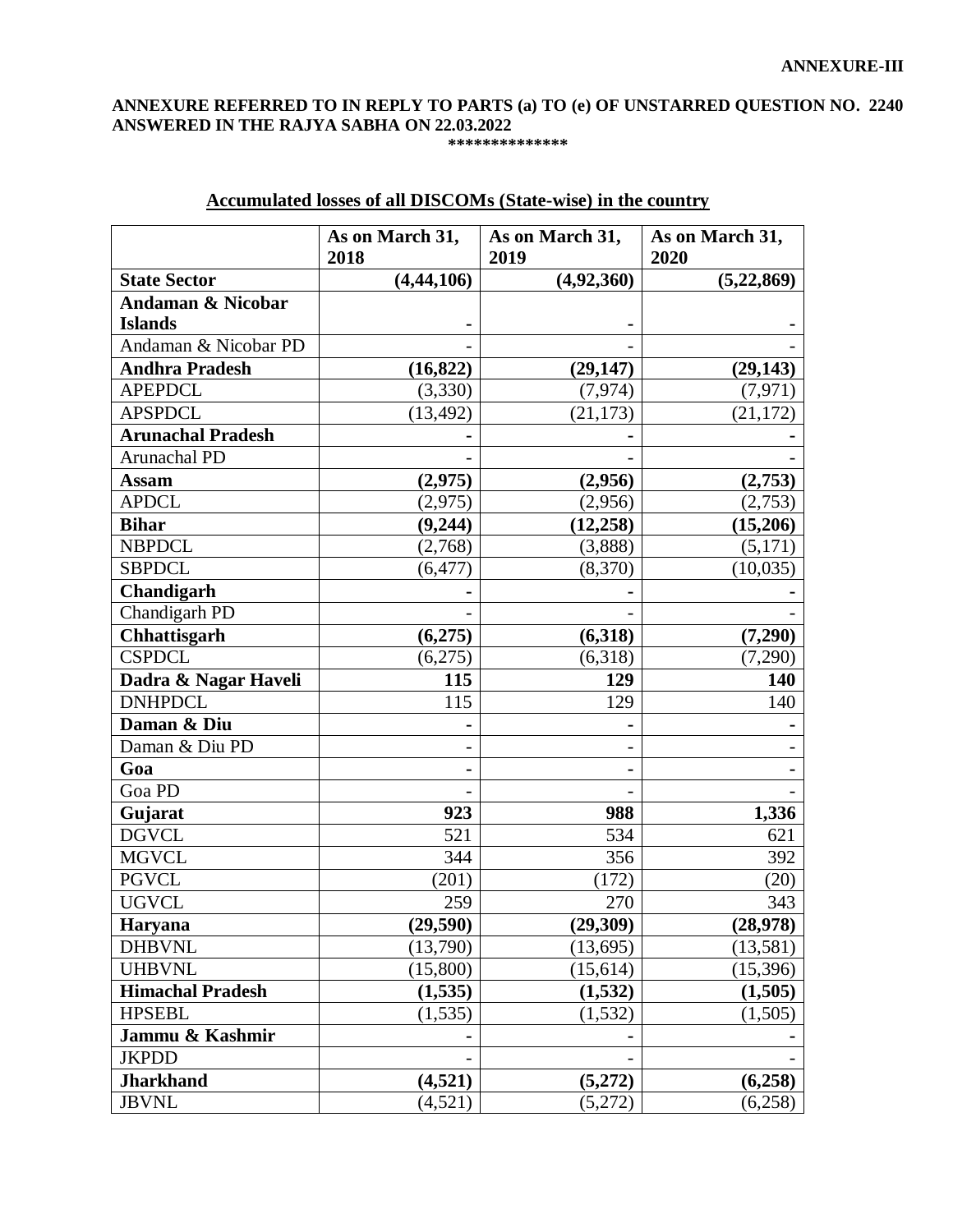**ANNEXURE-III**

**ANNEXURE REFERRED TO IN REPLY TO PARTS (a) TO (e) OF UNSTARRED QUESTION NO. 2240 ANSWERED IN THE RAJYA SABHA ON 22.03.2022**

**************

## Accumulated losses of all DISCOMs (State-wise) in the country

| | As on March 31, 2018 | As on March 31, 2019 | As on March 31, 2020 |
|---|---|---|---|
| **State Sector** | **(4,44,106)** | **(4,92,360)** | **(5,22,869)** |
| **Andaman & Nicobar Islands** | **-** | **-** | **-** |
| Andaman & Nicobar PD | - | - | - |
| **Andhra Pradesh** | **(16,822)** | **(29,147)** | **(29,143)** |
| APEPDCL | (3,330) | (7,974) | (7,971) |
| APSPDCL | (13,492) | (21,173) | (21,172) |
| **Arunachal Pradesh** | **-** | **-** | **-** |
| Arunachal PD | - | - | - |
| **Assam** | **(2,975)** | **(2,956)** | **(2,753)** |
| APDCL | (2,975) | (2,956) | (2,753) |
| **Bihar** | **(9,244)** | **(12,258)** | **(15,206)** |
| NBPDCL | (2,768) | (3,888) | (5,171) |
| SBPDCL | (6,477) | (8,370) | (10,035) |
| **Chandigarh** | **-** | **-** | **-** |
| Chandigarh PD | - | - | - |
| **Chhattisgarh** | **(6,275)** | **(6,318)** | **(7,290)** |
| CSPDCL | (6,275) | (6,318) | (7,290) |
| **Dadra & Nagar Haveli** | **115** | **129** | **140** |
| DNHPDCL | 115 | 129 | 140 |
| **Daman & Diu** | **-** | **-** | **-** |
| Daman & Diu PD | - | - | - |
| **Goa** | **-** | **-** | **-** |
| Goa PD | - | - | - |
| **Gujarat** | **923** | **988** | **1,336** |
| DGVCL | 521 | 534 | 621 |
| MGVCL | 344 | 356 | 392 |
| PGVCL | (201) | (172) | (20) |
| UGVCL | 259 | 270 | 343 |
| **Haryana** | **(29,590)** | **(29,309)** | **(28,978)** |
| DHBVNL | (13,790) | (13,695) | (13,581) |
| UHBVNL | (15,800) | (15,614) | (15,396) |
| **Himachal Pradesh** | **(1,535)** | **(1,532)** | **(1,505)** |
| HPSEBL | (1,535) | (1,532) | (1,505) |
| **Jammu & Kashmir** | **-** | **-** | **-** |
| JKPDD | - | - | - |
| **Jharkhand** | **(4,521)** | **(5,272)** | **(6,258)** |
| JBVNL | (4,521) | (5,272) | (6,258) |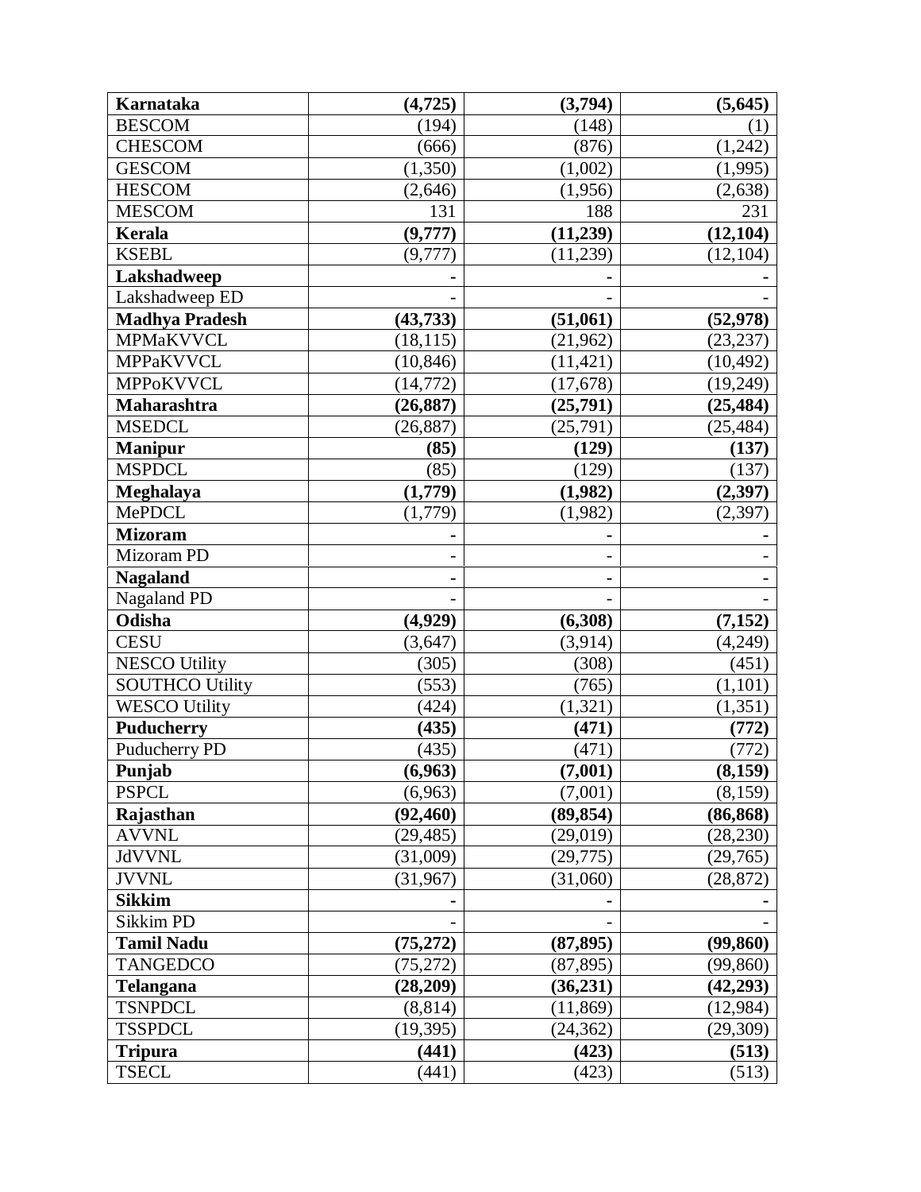| **Karnataka** | **(4,725)** | **(3,794)** | **(5,645)** |
|---|---|---|---|
| BESCOM | (194) | (148) | (1) |
| CHESCOM | (666) | (876) | (1,242) |
| GESCOM | (1,350) | (1,002) | (1,995) |
| HESCOM | (2,646) | (1,956) | (2,638) |
| MESCOM | 131 | 188 | 231 |
| **Kerala** | **(9,777)** | **(11,239)** | **(12,104)** |
| KSEBL | (9,777) | (11,239) | (12,104) |
| **Lakshadweep** | **-** | **-** | **-** |
| Lakshadweep ED | - | - | - |
| **Madhya Pradesh** | **(43,733)** | **(51,061)** | **(52,978)** |
| MPMaKVVCL | (18,115) | (21,962) | (23,237) |
| MPPaKVVCL | (10,846) | (11,421) | (10,492) |
| MPPoKVVCL | (14,772) | (17,678) | (19,249) |
| **Maharashtra** | **(26,887)** | **(25,791)** | **(25,484)** |
| MSEDCL | (26,887) | (25,791) | (25,484) |
| **Manipur** | **(85)** | **(129)** | **(137)** |
| MSPDCL | (85) | (129) | (137) |
| **Meghalaya** | **(1,779)** | **(1,982)** | **(2,397)** |
| MePDCL | (1,779) | (1,982) | (2,397) |
| **Mizoram** | **-** | **-** | **-** |
| Mizoram PD | - | - | - |
| **Nagaland** | **-** | **-** | **-** |
| Nagaland PD | - | - | - |
| **Odisha** | **(4,929)** | **(6,308)** | **(7,152)** |
| CESU | (3,647) | (3,914) | (4,249) |
| NESCO Utility | (305) | (308) | (451) |
| SOUTHCO Utility | (553) | (765) | (1,101) |
| WESCO Utility | (424) | (1,321) | (1,351) |
| **Puducherry** | **(435)** | **(471)** | **(772)** |
| Puducherry PD | (435) | (471) | (772) |
| **Punjab** | **(6,963)** | **(7,001)** | **(8,159)** |
| PSPCL | (6,963) | (7,001) | (8,159) |
| **Rajasthan** | **(92,460)** | **(89,854)** | **(86,868)** |
| AVVNL | (29,485) | (29,019) | (28,230) |
| JdVVNL | (31,009) | (29,775) | (29,765) |
| JVVNL | (31,967) | (31,060) | (28,872) |
| **Sikkim** | **-** | **-** | **-** |
| Sikkim PD | - | - | - |
| **Tamil Nadu** | **(75,272)** | **(87,895)** | **(99,860)** |
| TANGEDCO | (75,272) | (87,895) | (99,860) |
| **Telangana** | **(28,209)** | **(36,231)** | **(42,293)** |
| TSNPDCL | (8,814) | (11,869) | (12,984) |
| TSSPDCL | (19,395) | (24,362) | (29,309) |
| **Tripura** | **(441)** | **(423)** | **(513)** |
| TSECL | (441) | (423) | (513) |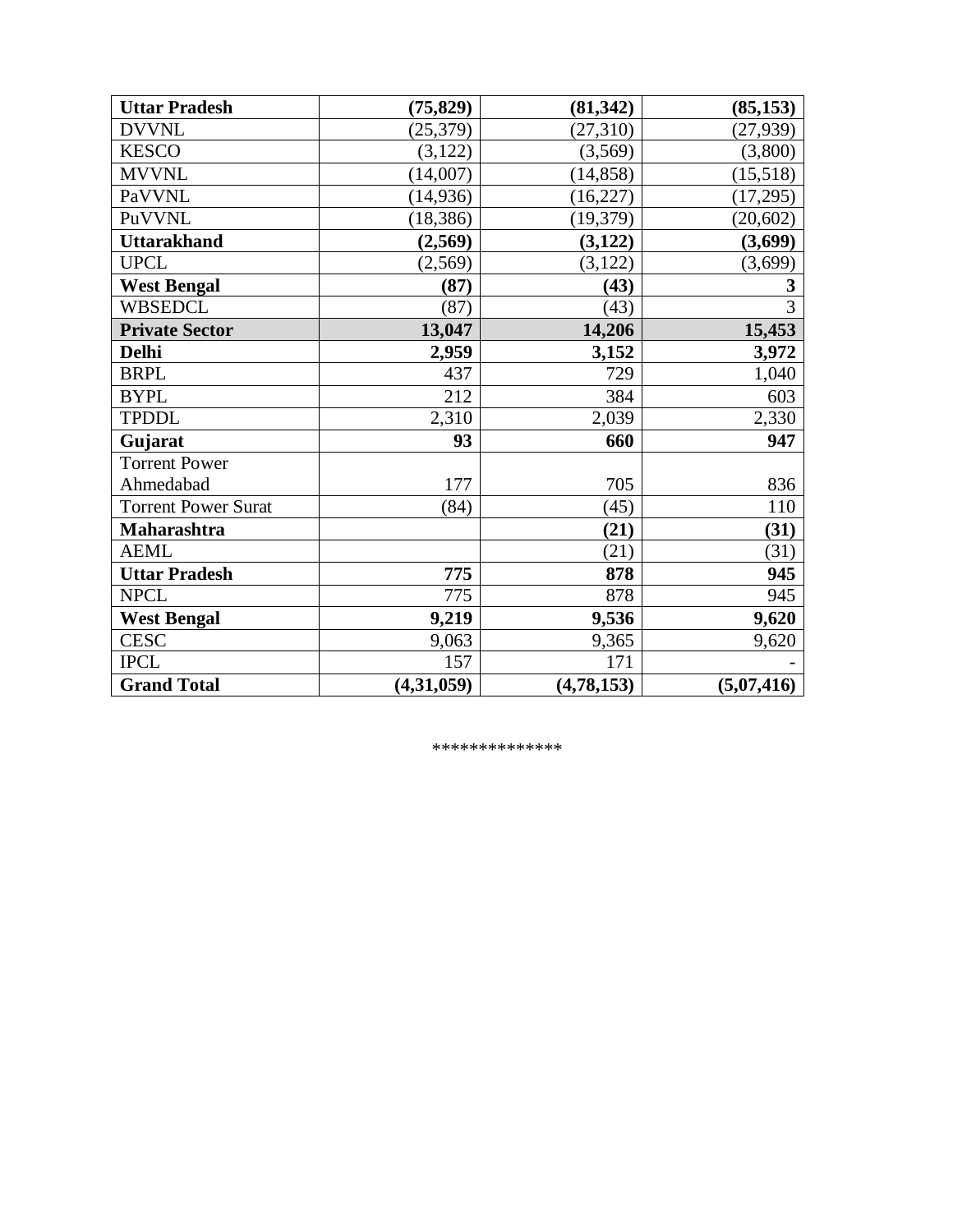| | | | |
|---|---|---|---|
| **Uttar Pradesh** | **(75,829)** | **(81,342)** | **(85,153)** |
| DVVNL | (25,379) | (27,310) | (27,939) |
| KESCO | (3,122) | (3,569) | (3,800) |
| MVVNL | (14,007) | (14,858) | (15,518) |
| PaVVNL | (14,936) | (16,227) | (17,295) |
| PuVVNL | (18,386) | (19,379) | (20,602) |
| **Uttarakhand** | **(2,569)** | **(3,122)** | **(3,699)** |
| UPCL | (2,569) | (3,122) | (3,699) |
| **West Bengal** | **(87)** | **(43)** | **3** |
| WBSEDCL | (87) | (43) | 3 |
| **Private Sector** | **13,047** | **14,206** | **15,453** |
| **Delhi** | **2,959** | **3,152** | **3,972** |
| BRPL | 437 | 729 | 1,040 |
| BYPL | 212 | 384 | 603 |
| TPDDL | 2,310 | 2,039 | 2,330 |
| **Gujarat** | **93** | **660** | **947** |
| Torrent Power Ahmedabad | 177 | 705 | 836 |
| Torrent Power Surat | (84) | (45) | 110 |
| **Maharashtra** | | **(21)** | **(31)** |
| AEML | | (21) | (31) |
| **Uttar Pradesh** | **775** | **878** | **945** |
| NPCL | 775 | 878 | 945 |
| **West Bengal** | **9,219** | **9,536** | **9,620** |
| CESC | 9,063 | 9,365 | 9,620 |
| IPCL | 157 | 171 | - |
| **Grand Total** | **(4,31,059)** | **(4,78,153)** | **(5,07,416)** |

**************